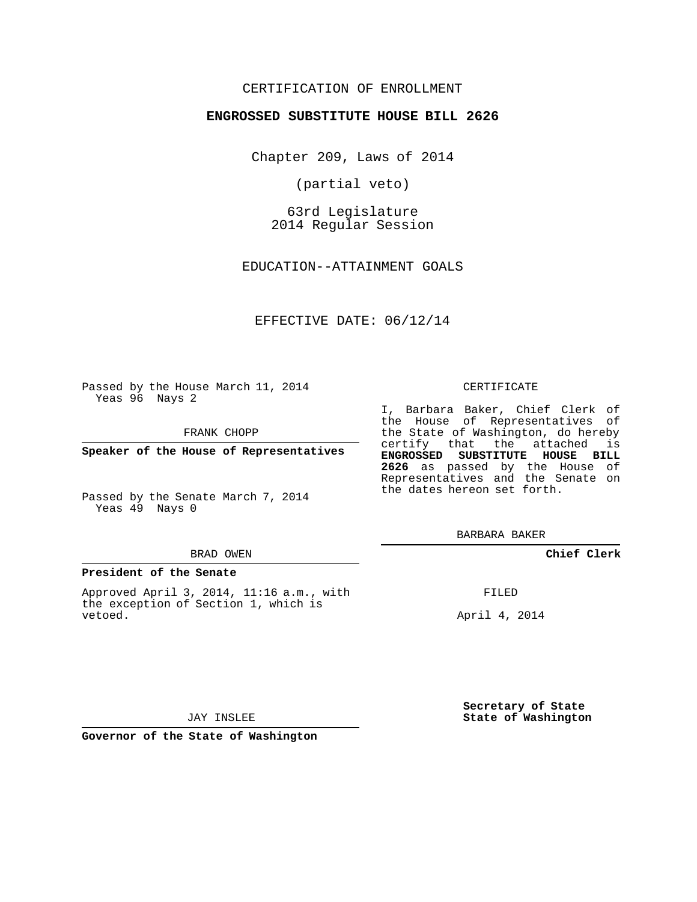CERTIFICATION OF ENROLLMENT

**ENGROSSED SUBSTITUTE HOUSE BILL 2626**

Chapter 209, Laws of 2014

(partial veto)

63rd Legislature
2014 Regular Session

EDUCATION--ATTAINMENT GOALS

EFFECTIVE DATE: 06/12/14

Passed by the House March 11, 2014
Yeas 96 Nays 2

FRANK CHOPP

**Speaker of the House of Representatives**

Passed by the Senate March 7, 2014
Yeas 49 Nays 0

BRAD OWEN

**President of the Senate**

Approved April 3, 2014, 11:16 a.m., with the exception of Section 1, which is vetoed.

JAY INSLEE

**Governor of the State of Washington**

CERTIFICATE

I, Barbara Baker, Chief Clerk of the House of Representatives of the State of Washington, do hereby certify that the attached is **ENGROSSED SUBSTITUTE HOUSE BILL 2626** as passed by the House of Representatives and the Senate on the dates hereon set forth.

BARBARA BAKER

**Chief Clerk**

FILED

April 4, 2014

**Secretary of State**
**State of Washington**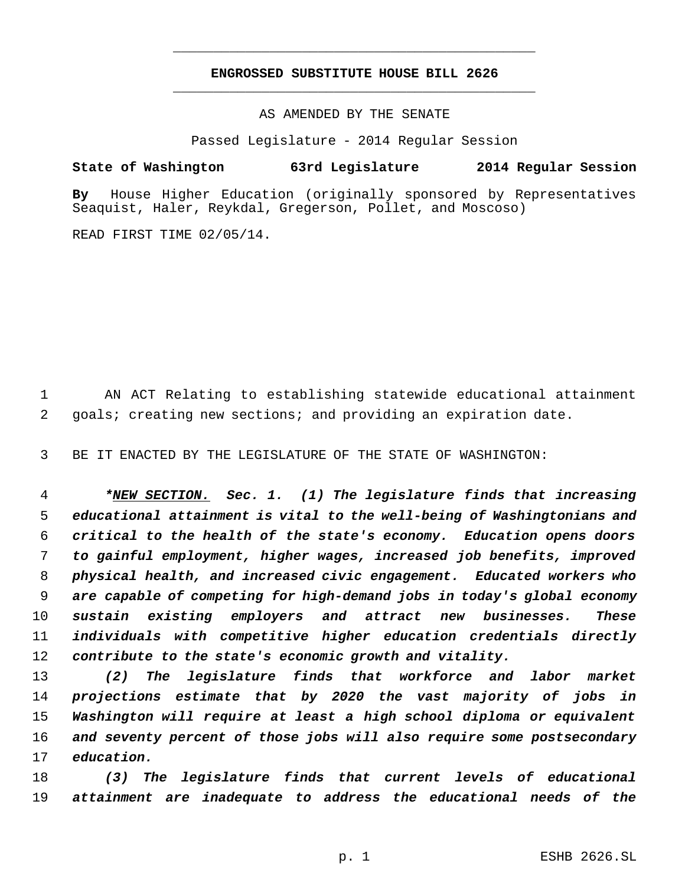# ENGROSSED SUBSTITUTE HOUSE BILL 2626

AS AMENDED BY THE SENATE

Passed Legislature - 2014 Regular Session

**State of Washington 63rd Legislature 2014 Regular Session**

**By** House Higher Education (originally sponsored by Representatives Seaquist, Haler, Reykdal, Gregerson, Pollet, and Moscoso)

READ FIRST TIME 02/05/14.

AN ACT Relating to establishing statewide educational attainment goals; creating new sections; and providing an expiration date.

BE IT ENACTED BY THE LEGISLATURE OF THE STATE OF WASHINGTON:

***NEW SECTION. Sec. 1. (1) The legislature finds that increasing educational attainment is vital to the well-being of Washingtonians and critical to the health of the state's economy. Education opens doors to gainful employment, higher wages, increased job benefits, improved physical health, and increased civic engagement. Educated workers who are capable of competing for high-demand jobs in today's global economy sustain existing employers and attract new businesses. These individuals with competitive higher education credentials directly contribute to the state's economic growth and vitality.***

***(2) The legislature finds that workforce and labor market projections estimate that by 2020 the vast majority of jobs in Washington will require at least a high school diploma or equivalent and seventy percent of those jobs will also require some postsecondary education.***

***(3) The legislature finds that current levels of educational attainment are inadequate to address the educational needs of the***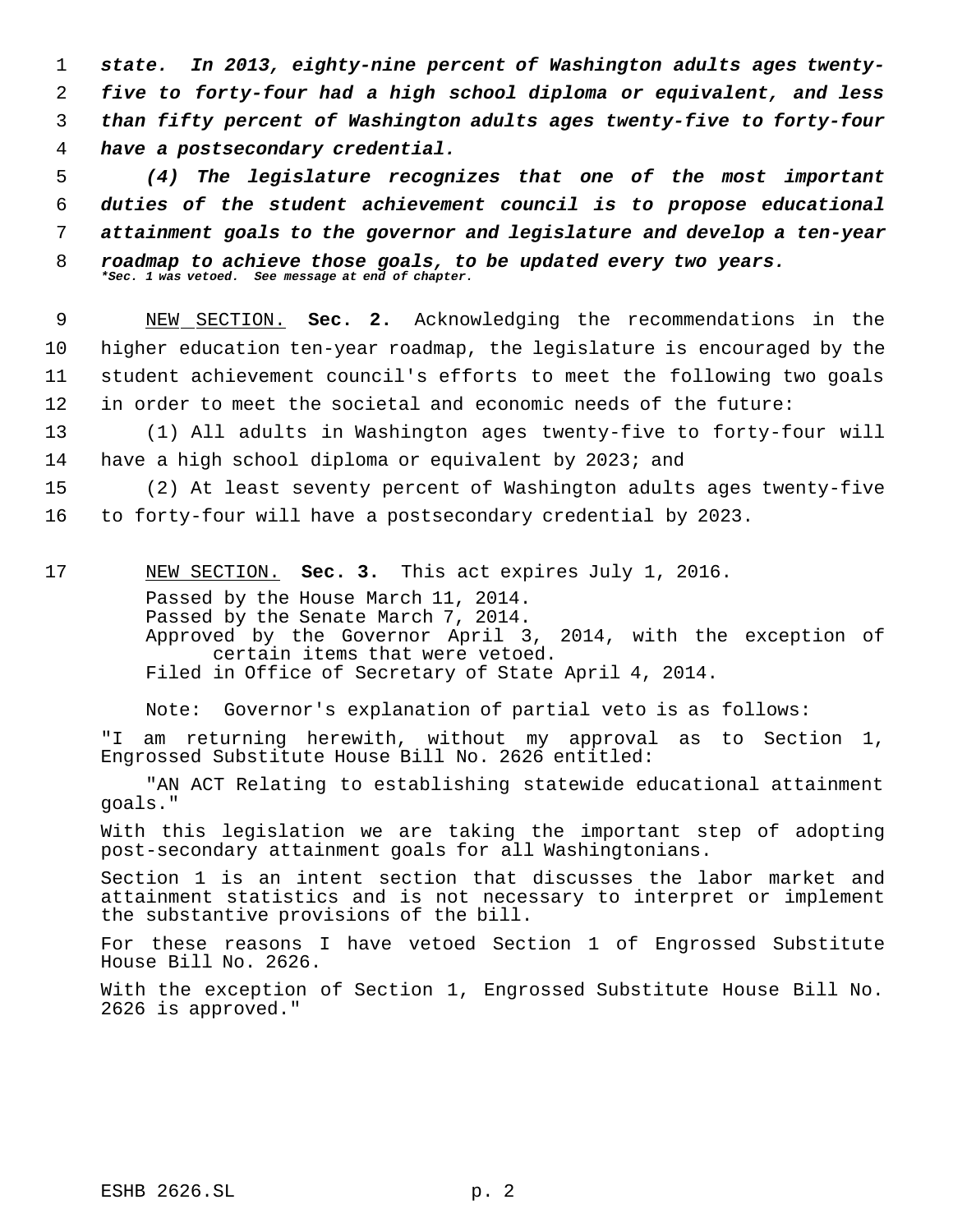***state. In 2013, eighty-nine percent of Washington adults ages twenty-five to forty-four had a high school diploma or equivalent, and less than fifty percent of Washington adults ages twenty-five to forty-four have a postsecondary credential.***

***(4) The legislature recognizes that one of the most important duties of the student achievement council is to propose educational attainment goals to the governor and legislature and develop a ten-year roadmap to achieve those goals, to be updated every two years.***

***\*Sec. 1 was vetoed. See message at end of chapter.***

NEW SECTION. **Sec. 2.** Acknowledging the recommendations in the higher education ten-year roadmap, the legislature is encouraged by the student achievement council's efforts to meet the following two goals in order to meet the societal and economic needs of the future:

(1) All adults in Washington ages twenty-five to forty-four will have a high school diploma or equivalent by 2023; and

(2) At least seventy percent of Washington adults ages twenty-five to forty-four will have a postsecondary credential by 2023.

NEW SECTION. **Sec. 3.** This act expires July 1, 2016.

Passed by the House March 11, 2014.
Passed by the Senate March 7, 2014.
Approved by the Governor April 3, 2014, with the exception of certain items that were vetoed.
Filed in Office of Secretary of State April 4, 2014.

Note: Governor's explanation of partial veto is as follows:

"I am returning herewith, without my approval as to Section 1, Engrossed Substitute House Bill No. 2626 entitled:

"AN ACT Relating to establishing statewide educational attainment goals."

With this legislation we are taking the important step of adopting post-secondary attainment goals for all Washingtonians.

Section 1 is an intent section that discusses the labor market and attainment statistics and is not necessary to interpret or implement the substantive provisions of the bill.

For these reasons I have vetoed Section 1 of Engrossed Substitute House Bill No. 2626.

With the exception of Section 1, Engrossed Substitute House Bill No. 2626 is approved."